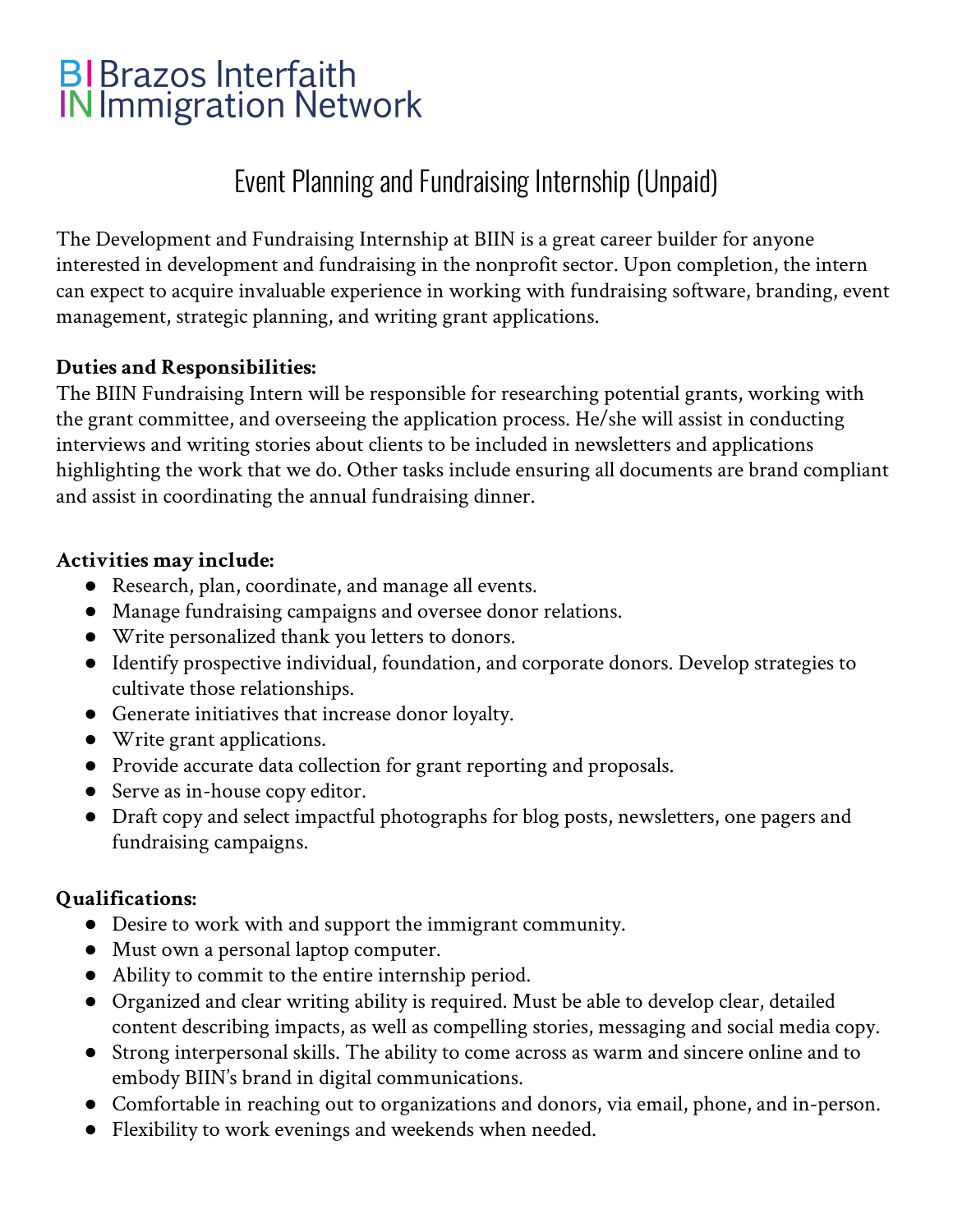# Brazos Interfaith Immigration Network

## Event Planning and Fundraising Internship (Unpaid)

The Development and Fundraising Internship at BIIN is a great career builder for anyone interested in development and fundraising in the nonprofit sector. Upon completion, the intern can expect to acquire invaluable experience in working with fundraising software, branding, event management, strategic planning, and writing grant applications.

**Duties and Responsibilities:**
The BIIN Fundraising Intern will be responsible for researching potential grants, working with the grant committee, and overseeing the application process. He/she will assist in conducting interviews and writing stories about clients to be included in newsletters and applications highlighting the work that we do. Other tasks include ensuring all documents are brand compliant and assist in coordinating the annual fundraising dinner.

**Activities may include:**

- Research, plan, coordinate, and manage all events.
- Manage fundraising campaigns and oversee donor relations.
- Write personalized thank you letters to donors.
- Identify prospective individual, foundation, and corporate donors. Develop strategies to cultivate those relationships.
- Generate initiatives that increase donor loyalty.
- Write grant applications.
- Provide accurate data collection for grant reporting and proposals.
- Serve as in-house copy editor.
- Draft copy and select impactful photographs for blog posts, newsletters, one pagers and fundraising campaigns.

**Qualifications:**

- Desire to work with and support the immigrant community.
- Must own a personal laptop computer.
- Ability to commit to the entire internship period.
- Organized and clear writing ability is required. Must be able to develop clear, detailed content describing impacts, as well as compelling stories, messaging and social media copy.
- Strong interpersonal skills. The ability to come across as warm and sincere online and to embody BIIN's brand in digital communications.
- Comfortable in reaching out to organizations and donors, via email, phone, and in-person.
- Flexibility to work evenings and weekends when needed.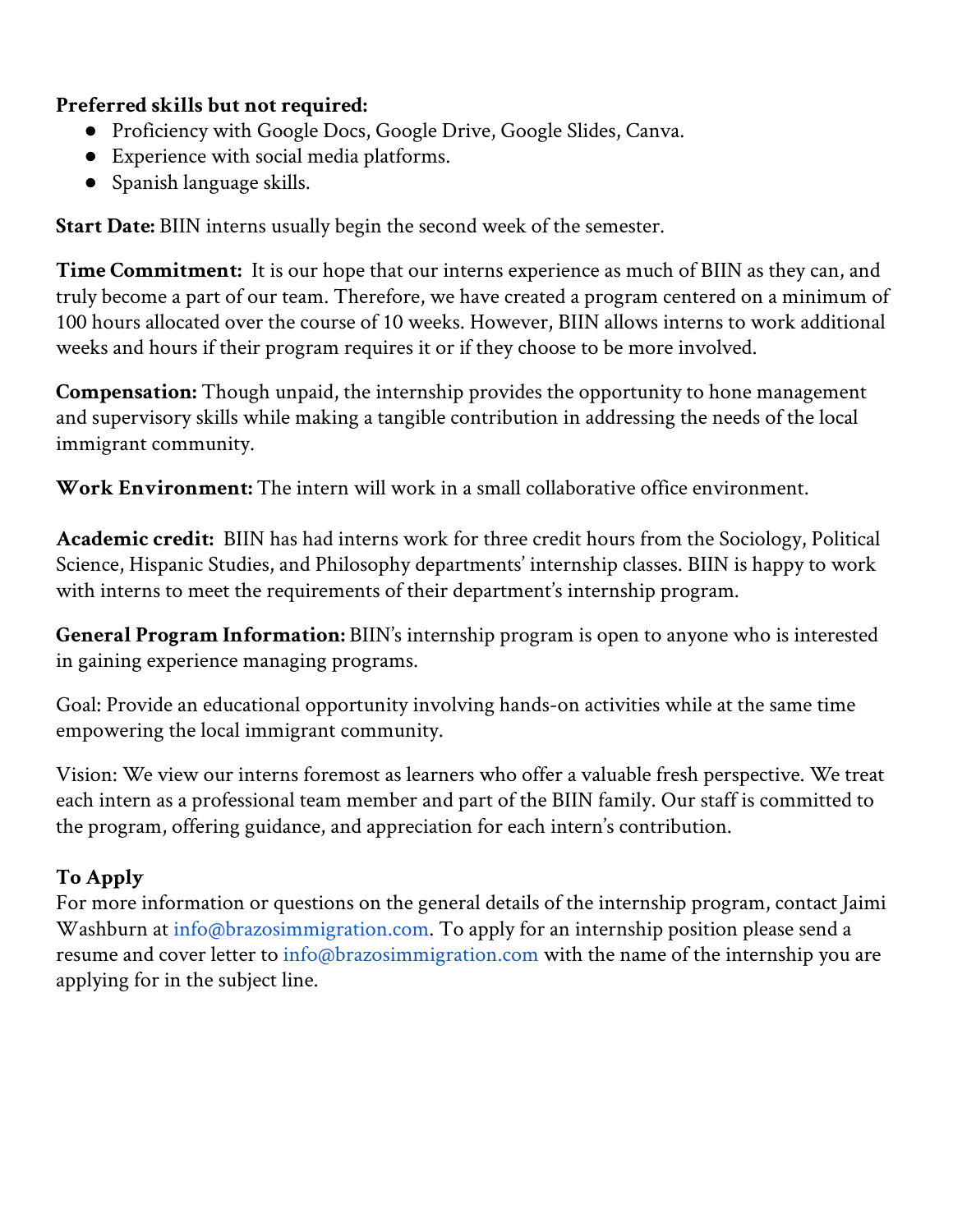**Preferred skills but not required:**

- Proficiency with Google Docs, Google Drive, Google Slides, Canva.
- Experience with social media platforms.
- Spanish language skills.

**Start Date:** BIIN interns usually begin the second week of the semester.

**Time Commitment:** It is our hope that our interns experience as much of BIIN as they can, and truly become a part of our team. Therefore, we have created a program centered on a minimum of 100 hours allocated over the course of 10 weeks. However, BIIN allows interns to work additional weeks and hours if their program requires it or if they choose to be more involved.

**Compensation:** Though unpaid, the internship provides the opportunity to hone management and supervisory skills while making a tangible contribution in addressing the needs of the local immigrant community.

**Work Environment:** The intern will work in a small collaborative office environment.

**Academic credit:** BIIN has had interns work for three credit hours from the Sociology, Political Science, Hispanic Studies, and Philosophy departments' internship classes. BIIN is happy to work with interns to meet the requirements of their department's internship program.

**General Program Information:** BIIN's internship program is open to anyone who is interested in gaining experience managing programs.

Goal: Provide an educational opportunity involving hands-on activities while at the same time empowering the local immigrant community.

Vision: We view our interns foremost as learners who offer a valuable fresh perspective. We treat each intern as a professional team member and part of the BIIN family. Our staff is committed to the program, offering guidance, and appreciation for each intern's contribution.

**To Apply**

For more information or questions on the general details of the internship program, contact Jaimi Washburn at info@brazosimmigration.com. To apply for an internship position please send a resume and cover letter to info@brazosimmigration.com with the name of the internship you are applying for in the subject line.